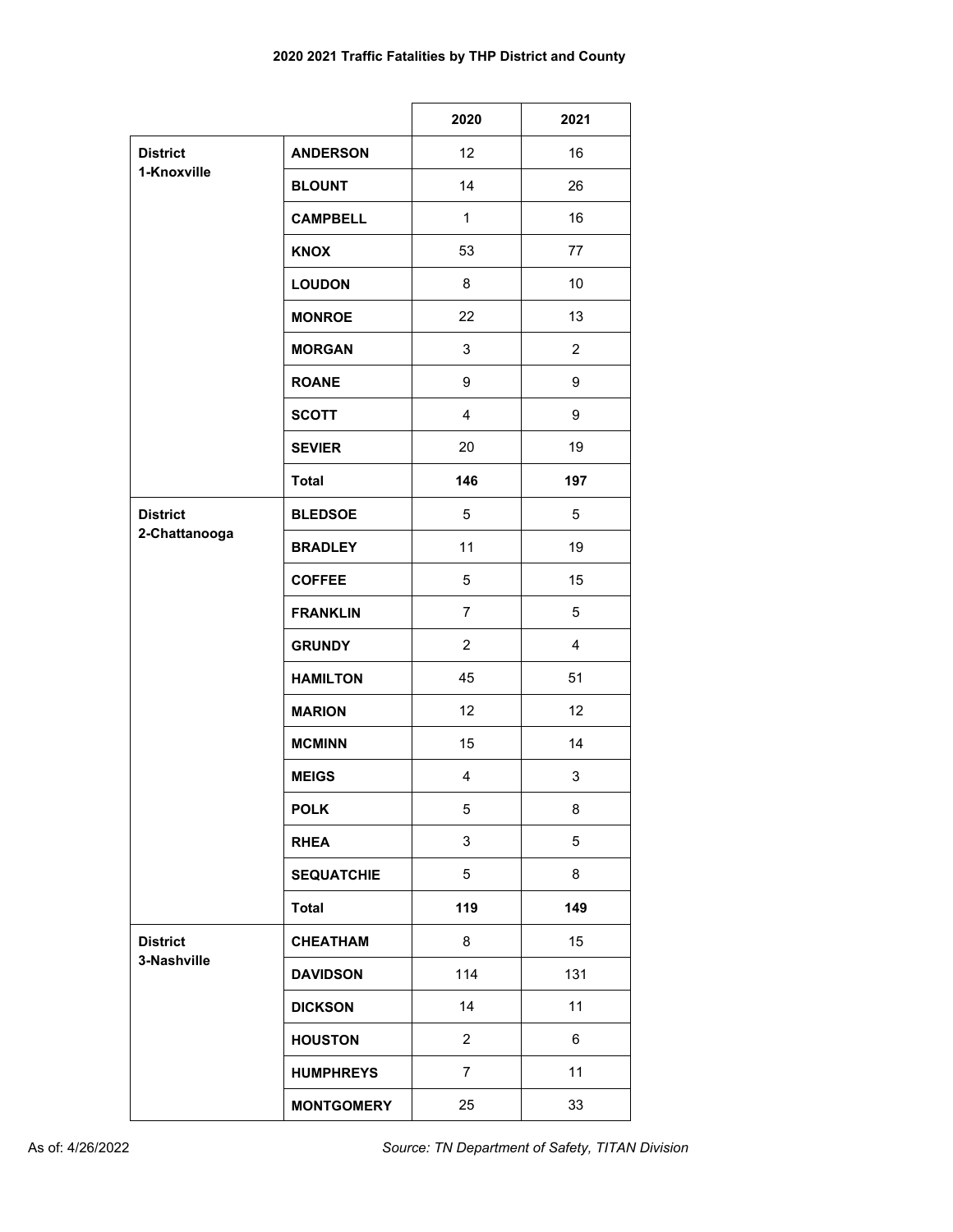**2020 2021 Traffic Fatalities by THP District and County**

| | | 2020 | 2021 |
|---|---|---|---|
| District 1-Knoxville | **ANDERSON** | 12 | 16 |
| | **BLOUNT** | 14 | 26 |
| | **CAMPBELL** | 1 | 16 |
| | **KNOX** | 53 | 77 |
| | **LOUDON** | 8 | 10 |
| | **MONROE** | 22 | 13 |
| | **MORGAN** | 3 | 2 |
| | **ROANE** | 9 | 9 |
| | **SCOTT** | 4 | 9 |
| | **SEVIER** | 20 | 19 |
| | **Total** | **146** | **197** |
| District 2-Chattanooga | **BLEDSOE** | 5 | 5 |
| | **BRADLEY** | 11 | 19 |
| | **COFFEE** | 5 | 15 |
| | **FRANKLIN** | 7 | 5 |
| | **GRUNDY** | 2 | 4 |
| | **HAMILTON** | 45 | 51 |
| | **MARION** | 12 | 12 |
| | **MCMINN** | 15 | 14 |
| | **MEIGS** | 4 | 3 |
| | **POLK** | 5 | 8 |
| | **RHEA** | 3 | 5 |
| | **SEQUATCHIE** | 5 | 8 |
| | **Total** | **119** | **149** |
| District 3-Nashville | **CHEATHAM** | 8 | 15 |
| | **DAVIDSON** | 114 | 131 |
| | **DICKSON** | 14 | 11 |
| | **HOUSTON** | 2 | 6 |
| | **HUMPHREYS** | 7 | 11 |
| | **MONTGOMERY** | 25 | 33 |

As of: 4/26/2022

*Source: TN Department of Safety, TITAN Division*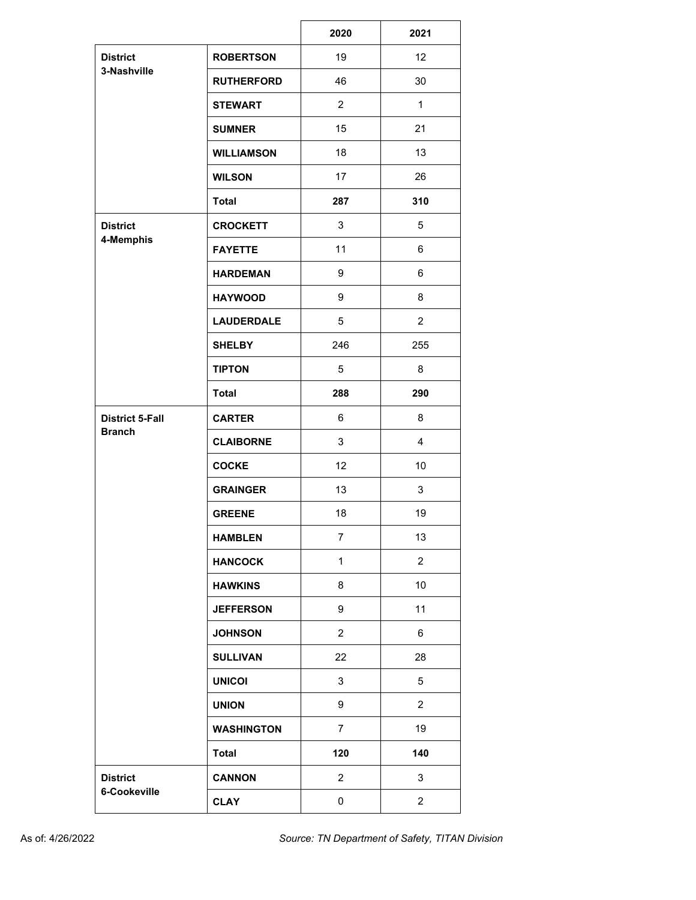| | | 2020 | 2021 |
|---|---|---|---|
| District 3-Nashville | **ROBERTSON** | 19 | 12 |
| | **RUTHERFORD** | 46 | 30 |
| | **STEWART** | 2 | 1 |
| | **SUMNER** | 15 | 21 |
| | **WILLIAMSON** | 18 | 13 |
| | **WILSON** | 17 | 26 |
| | **Total** | **287** | **310** |
| District 4-Memphis | **CROCKETT** | 3 | 5 |
| | **FAYETTE** | 11 | 6 |
| | **HARDEMAN** | 9 | 6 |
| | **HAYWOOD** | 9 | 8 |
| | **LAUDERDALE** | 5 | 2 |
| | **SHELBY** | 246 | 255 |
| | **TIPTON** | 5 | 8 |
| | **Total** | **288** | **290** |
| District 5-Fall Branch | **CARTER** | 6 | 8 |
| | **CLAIBORNE** | 3 | 4 |
| | **COCKE** | 12 | 10 |
| | **GRAINGER** | 13 | 3 |
| | **GREENE** | 18 | 19 |
| | **HAMBLEN** | 7 | 13 |
| | **HANCOCK** | 1 | 2 |
| | **HAWKINS** | 8 | 10 |
| | **JEFFERSON** | 9 | 11 |
| | **JOHNSON** | 2 | 6 |
| | **SULLIVAN** | 22 | 28 |
| | **UNICOI** | 3 | 5 |
| | **UNION** | 9 | 2 |
| | **WASHINGTON** | 7 | 19 |
| | **Total** | **120** | **140** |
| District 6-Cookeville | **CANNON** | 2 | 3 |
| | **CLAY** | 0 | 2 |

As of: 4/26/2022 *Source: TN Department of Safety, TITAN Division*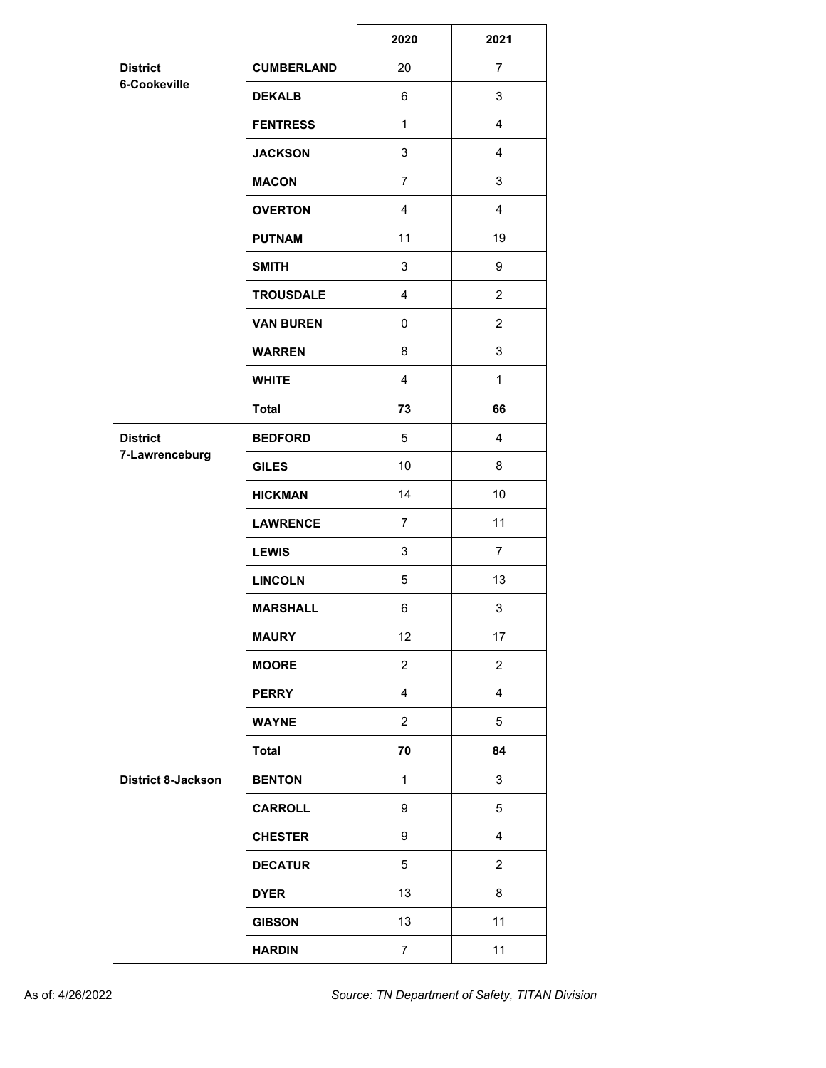| | | 2020 | 2021 |
|---|---|---|---|
| **District 6-Cookeville** | **CUMBERLAND** | 20 | 7 |
| | **DEKALB** | 6 | 3 |
| | **FENTRESS** | 1 | 4 |
| | **JACKSON** | 3 | 4 |
| | **MACON** | 7 | 3 |
| | **OVERTON** | 4 | 4 |
| | **PUTNAM** | 11 | 19 |
| | **SMITH** | 3 | 9 |
| | **TROUSDALE** | 4 | 2 |
| | **VAN BUREN** | 0 | 2 |
| | **WARREN** | 8 | 3 |
| | **WHITE** | 4 | 1 |
| | **Total** | **73** | **66** |
| **District 7-Lawrenceburg** | **BEDFORD** | 5 | 4 |
| | **GILES** | 10 | 8 |
| | **HICKMAN** | 14 | 10 |
| | **LAWRENCE** | 7 | 11 |
| | **LEWIS** | 3 | 7 |
| | **LINCOLN** | 5 | 13 |
| | **MARSHALL** | 6 | 3 |
| | **MAURY** | 12 | 17 |
| | **MOORE** | 2 | 2 |
| | **PERRY** | 4 | 4 |
| | **WAYNE** | 2 | 5 |
| | **Total** | **70** | **84** |
| **District 8-Jackson** | **BENTON** | 1 | 3 |
| | **CARROLL** | 9 | 5 |
| | **CHESTER** | 9 | 4 |
| | **DECATUR** | 5 | 2 |
| | **DYER** | 13 | 8 |
| | **GIBSON** | 13 | 11 |
| | **HARDIN** | 7 | 11 |

As of: 4/26/2022

*Source: TN Department of Safety, TITAN Division*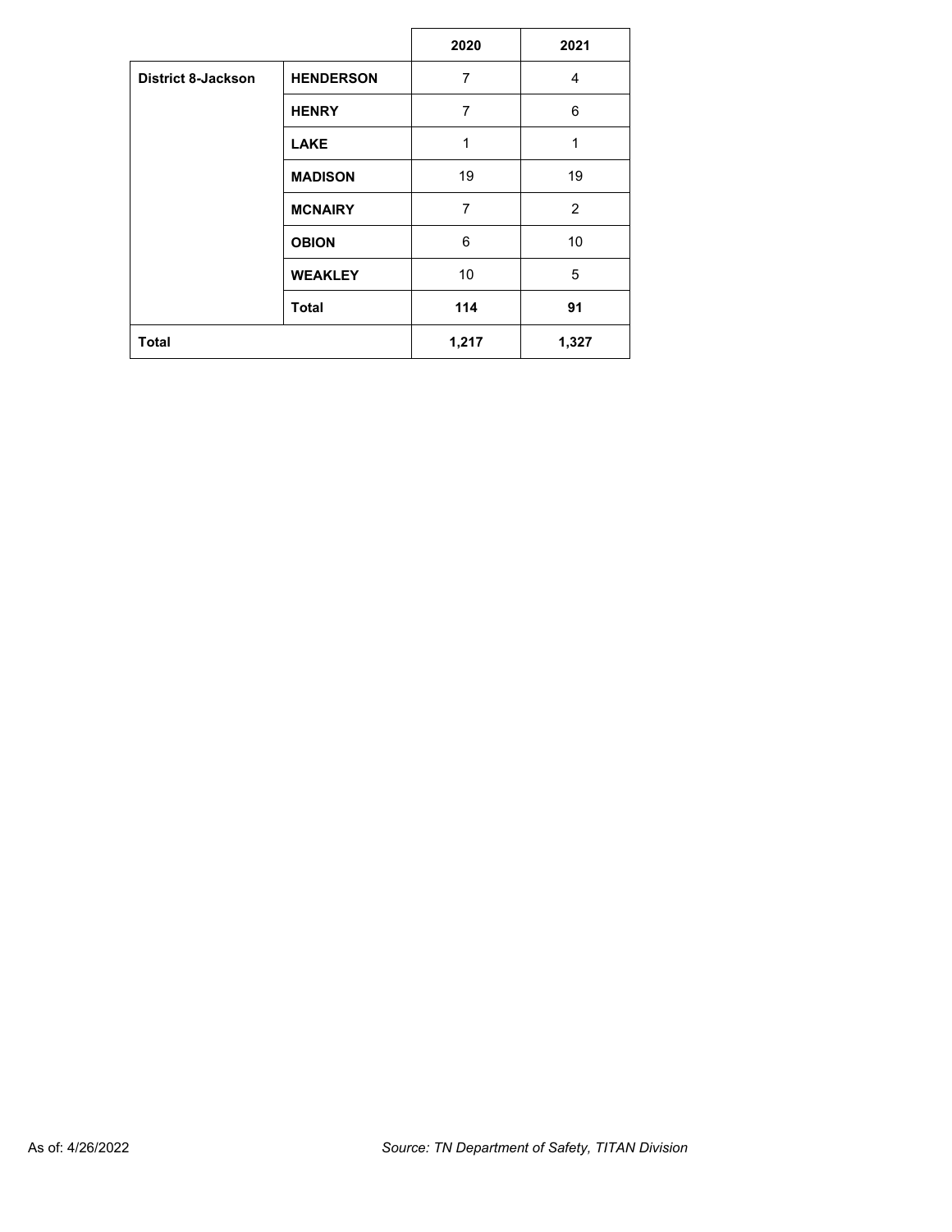| | | 2020 | 2021 |
|---|---|---|---|
| **District 8-Jackson** | **HENDERSON** | 7 | 4 |
| | **HENRY** | 7 | 6 |
| | **LAKE** | 1 | 1 |
| | **MADISON** | 19 | 19 |
| | **MCNAIRY** | 7 | 2 |
| | **OBION** | 6 | 10 |
| | **WEAKLEY** | 10 | 5 |
| | **Total** | **114** | **91** |
| **Total** | | **1,217** | **1,327** |

As of: 4/26/2022

*Source: TN Department of Safety, TITAN Division*